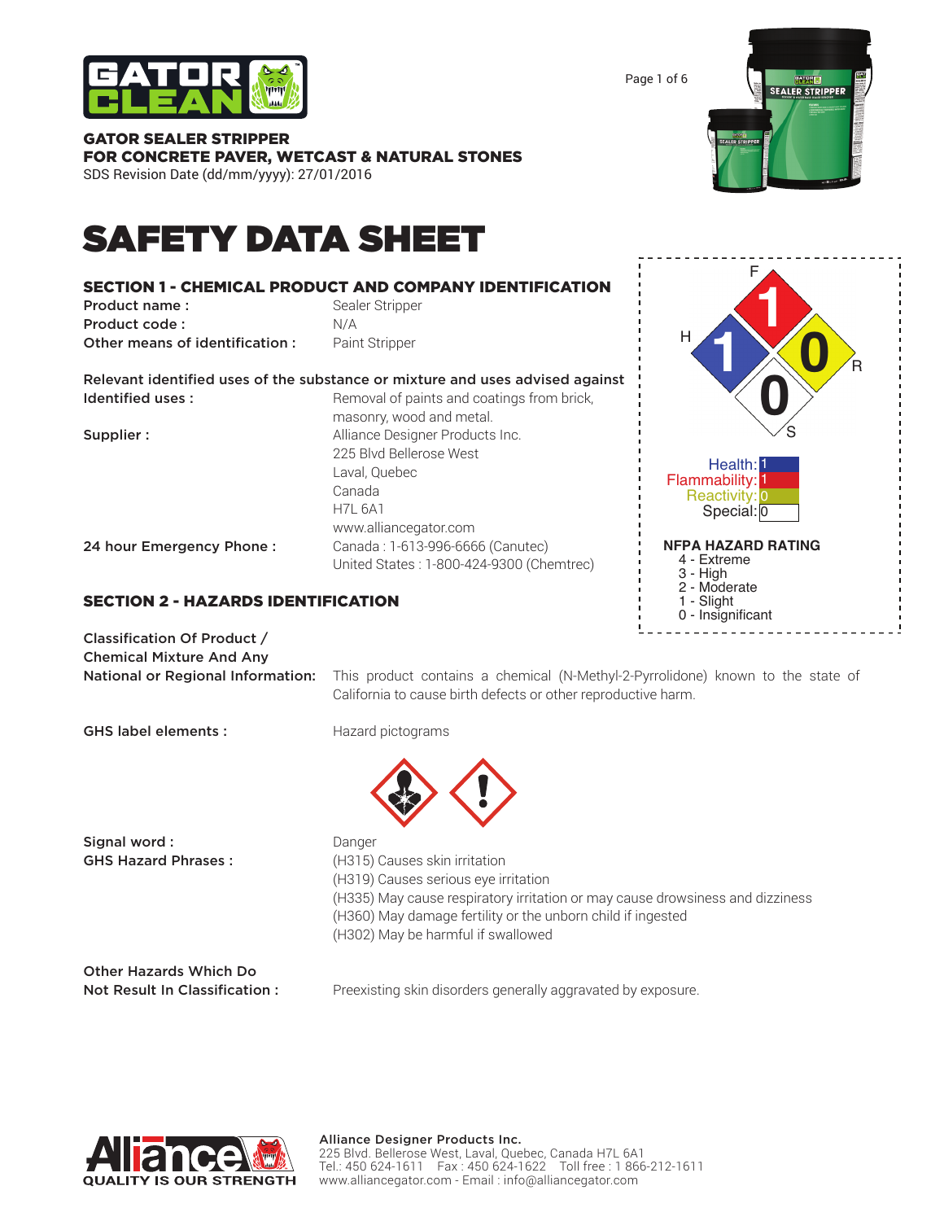**GATOR SEALER STRIPPER**
**FOR CONCRETE PAVER, WETCAST & NATURAL STONES**
SDS Revision Date (dd/mm/yyyy): 27/01/2016

# SAFETY DATA SHEET

## SECTION 1 - CHEMICAL PRODUCT AND COMPANY IDENTIFICATION

**Product name :** Sealer Stripper
**Product code :** N/A
**Other means of identification :** Paint Stripper

**Relevant identified uses of the substance or mixture and uses advised against**

**Identified uses :** Removal of paints and coatings from brick, masonry, wood and metal.

**Supplier :** Alliance Designer Products Inc.
225 Blvd Bellerose West
Laval, Quebec
Canada
H7L 6A1
www.alliancegator.com

**24 hour Emergency Phone :** Canada : 1-613-996-6666 (Canutec)
United States : 1-800-424-9300 (Chemtrec)

F 1 / H 1 / R 0 / S 0

Health: 1
Flammability: 1
Reactivity: 0
Special: 0

**NFPA HAZARD RATING**
4 - Extreme
3 - High
2 - Moderate
1 - Slight
0 - Insignificant

## SECTION 2 - HAZARDS IDENTIFICATION

**Classification Of Product / Chemical Mixture And Any National or Regional Information:** This product contains a chemical (N-Methyl-2-Pyrrolidone) known to the state of California to cause birth defects or other reproductive harm.

**GHS label elements :** Hazard pictograms

**Signal word :** Danger

**GHS Hazard Phrases :**
(H315) Causes skin irritation
(H319) Causes serious eye irritation
(H335) May cause respiratory irritation or may cause drowsiness and dizziness
(H360) May damage fertility or the unborn child if ingested
(H302) May be harmful if swallowed

**Other Hazards Which Do Not Result In Classification :** Preexisting skin disorders generally aggravated by exposure.

Alliance Designer Products Inc.
225 Blvd. Bellerose West, Laval, Quebec, Canada H7L 6A1
Tel.: 450 624-1611 Fax : 450 624-1622 Toll free : 1 866-212-1611
www.alliancegator.com - Email : info@alliancegator.com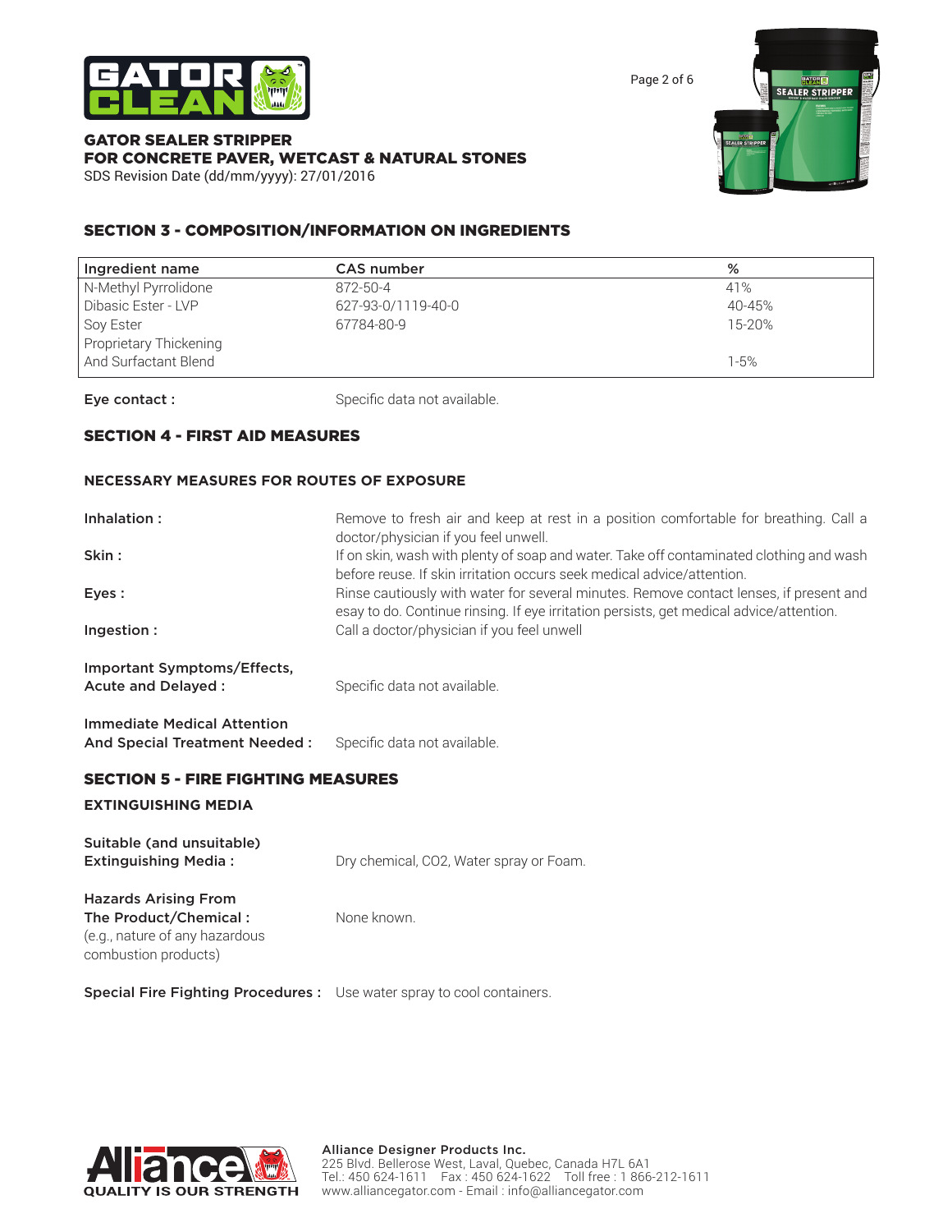GATOR SEALER STRIPPER
FOR CONCRETE PAVER, WETCAST & NATURAL STONES
SDS Revision Date (dd/mm/yyyy): 27/01/2016

## SECTION 3 - COMPOSITION/INFORMATION ON INGREDIENTS

| Ingredient name | CAS number | % |
|---|---|---|
| N-Methyl Pyrrolidone | 872-50-4 | 41% |
| Dibasic Ester - LVP | 627-93-0/1119-40-0 | 40-45% |
| Soy Ester | 67784-80-9 | 15-20% |
| Proprietary Thickening And Surfactant Blend | | 1-5% |

**Eye contact :** Specific data not available.

## SECTION 4 - FIRST AID MEASURES

### NECESSARY MEASURES FOR ROUTES OF EXPOSURE

**Inhalation :** Remove to fresh air and keep at rest in a position comfortable for breathing. Call a doctor/physician if you feel unwell.

**Skin :** If on skin, wash with plenty of soap and water. Take off contaminated clothing and wash before reuse. If skin irritation occurs seek medical advice/attention.

**Eyes :** Rinse cautiously with water for several minutes. Remove contact lenses, if present and esay to do. Continue rinsing. If eye irritation persists, get medical advice/attention.

**Ingestion :** Call a doctor/physician if you feel unwell

**Important Symptoms/Effects, Acute and Delayed :** Specific data not available.

**Immediate Medical Attention And Special Treatment Needed :** Specific data not available.

## SECTION 5 - FIRE FIGHTING MEASURES

### EXTINGUISHING MEDIA

**Suitable (and unsuitable) Extinguishing Media :** Dry chemical, $CO_2$, Water spray or Foam.

**Hazards Arising From The Product/Chemical :** (e.g., nature of any hazardous combustion products) None known.

**Special Fire Fighting Procedures :** Use water spray to cool containers.

Alliance Designer Products Inc.
225 Blvd. Bellerose West, Laval, Quebec, Canada H7L 6A1
Tel.: 450 624-1611 Fax : 450 624-1622 Toll free : 1 866-212-1611
www.alliancegator.com - Email : info@alliancegator.com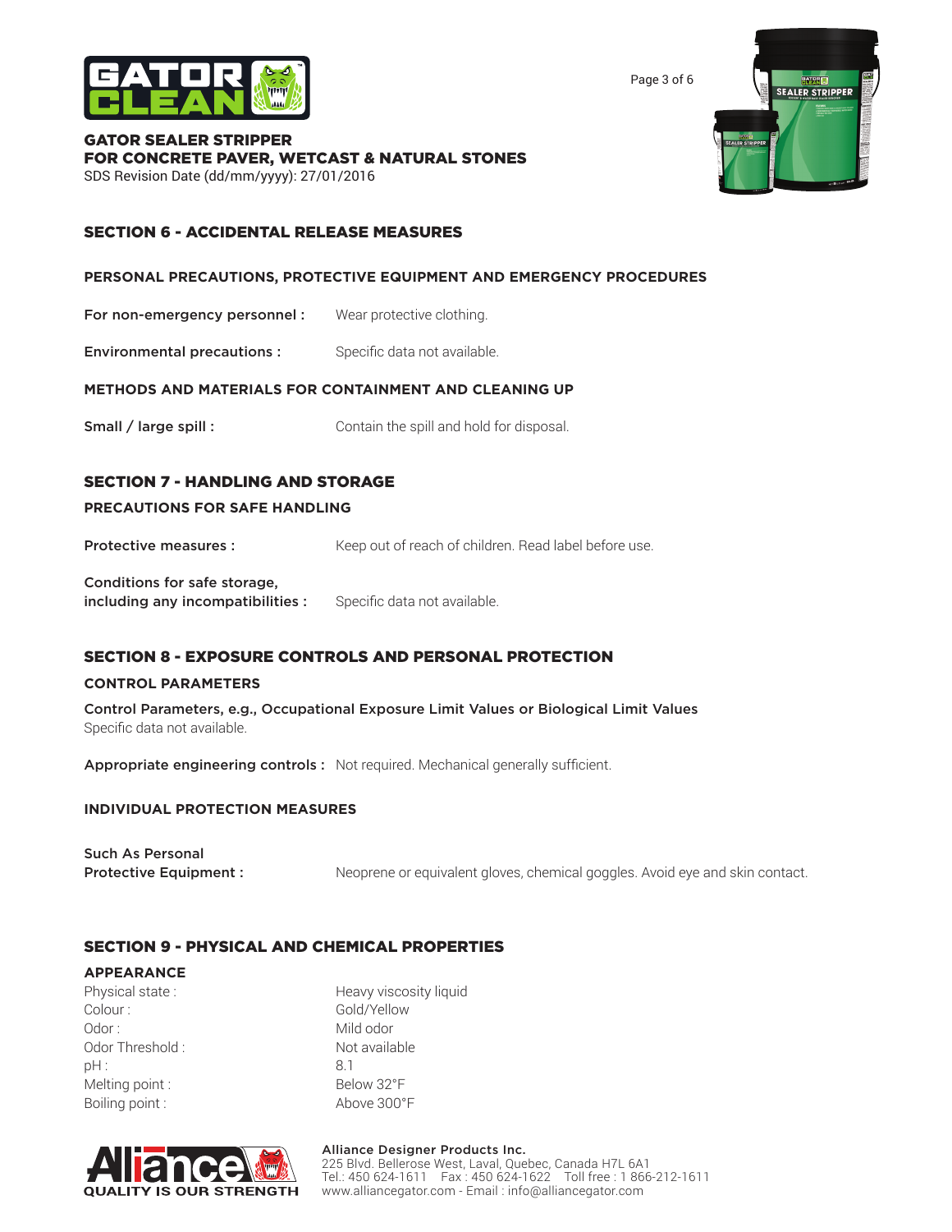## SECTION 6 - ACCIDENTAL RELEASE MEASURES

### PERSONAL PRECAUTIONS, PROTECTIVE EQUIPMENT AND EMERGENCY PROCEDURES

**For non-emergency personnel :** Wear protective clothing.

**Environmental precautions :** Specific data not available.

### METHODS AND MATERIALS FOR CONTAINMENT AND CLEANING UP

**Small / large spill :** Contain the spill and hold for disposal.

## SECTION 7 - HANDLING AND STORAGE

### PRECAUTIONS FOR SAFE HANDLING

**Protective measures :** Keep out of reach of children. Read label before use.

**Conditions for safe storage, including any incompatibilities :** Specific data not available.

## SECTION 8 - EXPOSURE CONTROLS AND PERSONAL PROTECTION

### CONTROL PARAMETERS

**Control Parameters, e.g., Occupational Exposure Limit Values or Biological Limit Values**
Specific data not available.

**Appropriate engineering controls :** Not required. Mechanical generally sufficient.

### INDIVIDUAL PROTECTION MEASURES

**Such As Personal Protective Equipment :** Neoprene or equivalent gloves, chemical goggles. Avoid eye and skin contact.

## SECTION 9 - PHYSICAL AND CHEMICAL PROPERTIES

### APPEARANCE

| | |
|---|---|
| Physical state : | Heavy viscosity liquid |
| Colour : | Gold/Yellow |
| Odor : | Mild odor |
| Odor Threshold : | Not available |
| pH : | 8.1 |
| Melting point : | Below 32°F |
| Boiling point : | Above 300°F |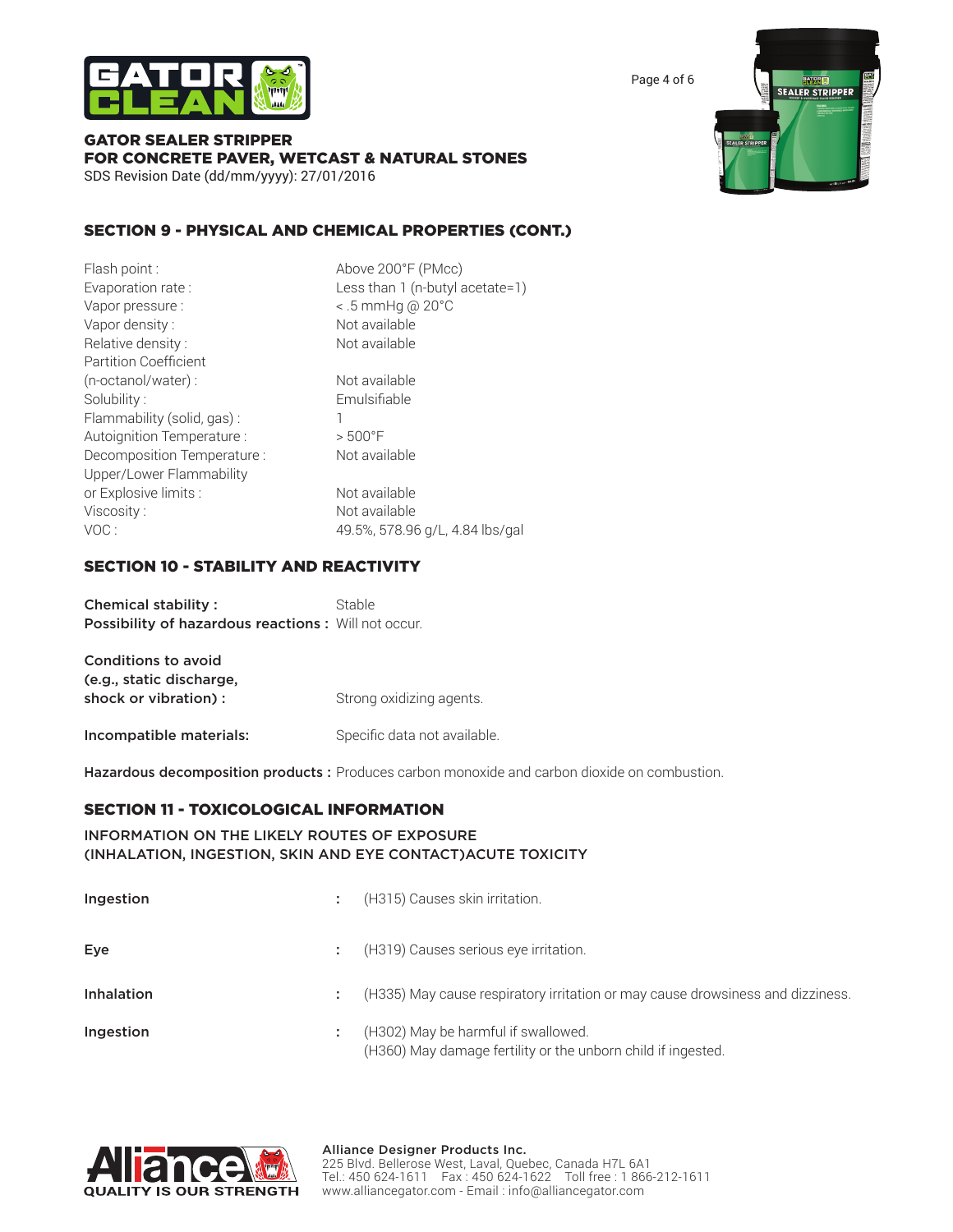# GATOR SEALER STRIPPER
## FOR CONCRETE PAVER, WETCAST & NATURAL STONES

SDS Revision Date (dd/mm/yyyy): 27/01/2016

## SECTION 9 - PHYSICAL AND CHEMICAL PROPERTIES (CONT.)

| | |
|---|---|
| Flash point : | Above 200°F (PMcc) |
| Evaporation rate : | Less than 1 (n-butyl acetate=1) |
| Vapor pressure : | < .5 mmHg @ 20°C |
| Vapor density : | Not available |
| Relative density : | Not available |
| Partition Coefficient (n-octanol/water) : | Not available |
| Solubility : | Emulsifiable |
| Flammability (solid, gas) : | 1 |
| Autoignition Temperature : | > 500°F |
| Decomposition Temperature : | Not available |
| Upper/Lower Flammability or Explosive limits : | Not available |
| Viscosity : | Not available |
| VOC : | 49.5%, 578.96 g/L, 4.84 lbs/gal |

## SECTION 10 - STABILITY AND REACTIVITY

**Chemical stability :** Stable

**Possibility of hazardous reactions :** Will not occur.

**Conditions to avoid (e.g., static discharge, shock or vibration) :** Strong oxidizing agents.

**Incompatible materials:** Specific data not available.

**Hazardous decomposition products :** Produces carbon monoxide and carbon dioxide on combustion.

## SECTION 11 - TOXICOLOGICAL INFORMATION

INFORMATION ON THE LIKELY ROUTES OF EXPOSURE (INHALATION, INGESTION, SKIN AND EYE CONTACT)ACUTE TOXICITY

| | | |
|---|---|---|
| **Ingestion** | : | (H315) Causes skin irritation. |
| **Eye** | : | (H319) Causes serious eye irritation. |
| **Inhalation** | : | (H335) May cause respiratory irritation or may cause drowsiness and dizziness. |
| **Ingestion** | : | (H302) May be harmful if swallowed.<br>(H360) May damage fertility or the unborn child if ingested. |

Alliance Designer Products Inc.
225 Blvd. Bellerose West, Laval, Quebec, Canada H7L 6A1
Tel.: 450 624-1611 Fax : 450 624-1622 Toll free : 1 866-212-1611
www.alliancegator.com - Email : info@alliancegator.com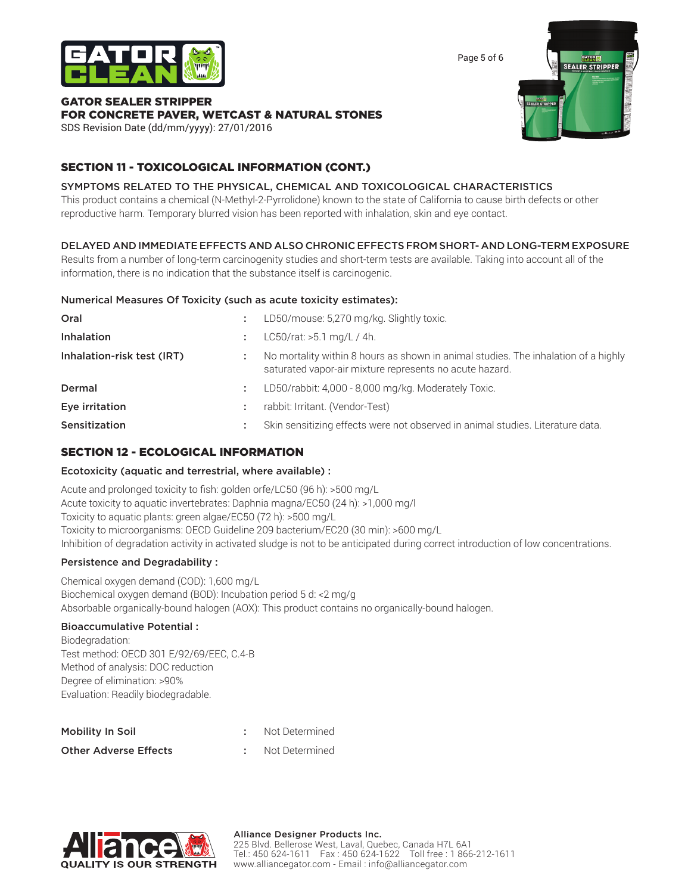## SECTION 11 - TOXICOLOGICAL INFORMATION (CONT.)

### SYMPTOMS RELATED TO THE PHYSICAL, CHEMICAL AND TOXICOLOGICAL CHARACTERISTICS

This product contains a chemical (N-Methyl-2-Pyrrolidone) known to the state of California to cause birth defects or other reproductive harm. Temporary blurred vision has been reported with inhalation, skin and eye contact.

### DELAYED AND IMMEDIATE EFFECTS AND ALSO CHRONIC EFFECTS FROM SHORT- AND LONG-TERM EXPOSURE

Results from a number of long-term carcinogenity studies and short-term tests are available. Taking into account all of the information, there is no indication that the substance itself is carcinogenic.

**Numerical Measures Of Toxicity (such as acute toxicity estimates):**

| | | |
|---|---|---|
| **Oral** | : | LD50/mouse: 5,270 mg/kg. Slightly toxic. |
| **Inhalation** | : | LC50/rat: >5.1 mg/L / 4h. |
| **Inhalation-risk test (IRT)** | : | No mortality within 8 hours as shown in animal studies. The inhalation of a highly saturated vapor-air mixture represents no acute hazard. |
| **Dermal** | : | LD50/rabbit: 4,000 - 8,000 mg/kg. Moderately Toxic. |
| **Eye irritation** | : | rabbit: Irritant. (Vendor-Test) |
| **Sensitization** | : | Skin sensitizing effects were not observed in animal studies. Literature data. |

## SECTION 12 - ECOLOGICAL INFORMATION

**Ecotoxicity (aquatic and terrestrial, where available) :**

Acute and prolonged toxicity to fish: golden orfe/LC50 (96 h): >500 mg/L
Acute toxicity to aquatic invertebrates: Daphnia magna/EC50 (24 h): >1,000 mg/l
Toxicity to aquatic plants: green algae/EC50 (72 h): >500 mg/L
Toxicity to microorganisms: OECD Guideline 209 bacterium/EC20 (30 min): >600 mg/L
Inhibition of degradation activity in activated sludge is not to be anticipated during correct introduction of low concentrations.

**Persistence and Degradability :**

Chemical oxygen demand (COD): 1,600 mg/L
Biochemical oxygen demand (BOD): Incubation period 5 d: <2 mg/g
Absorbable organically-bound halogen (AOX): This product contains no organically-bound halogen.

**Bioaccumulative Potential :**

Biodegradation:
Test method: OECD 301 E/92/69/EEC, C.4-B
Method of analysis: DOC reduction
Degree of elimination: >90%
Evaluation: Readily biodegradable.

| | | |
|---|---|---|
| **Mobility In Soil** | : | Not Determined |
| **Other Adverse Effects** | : | Not Determined |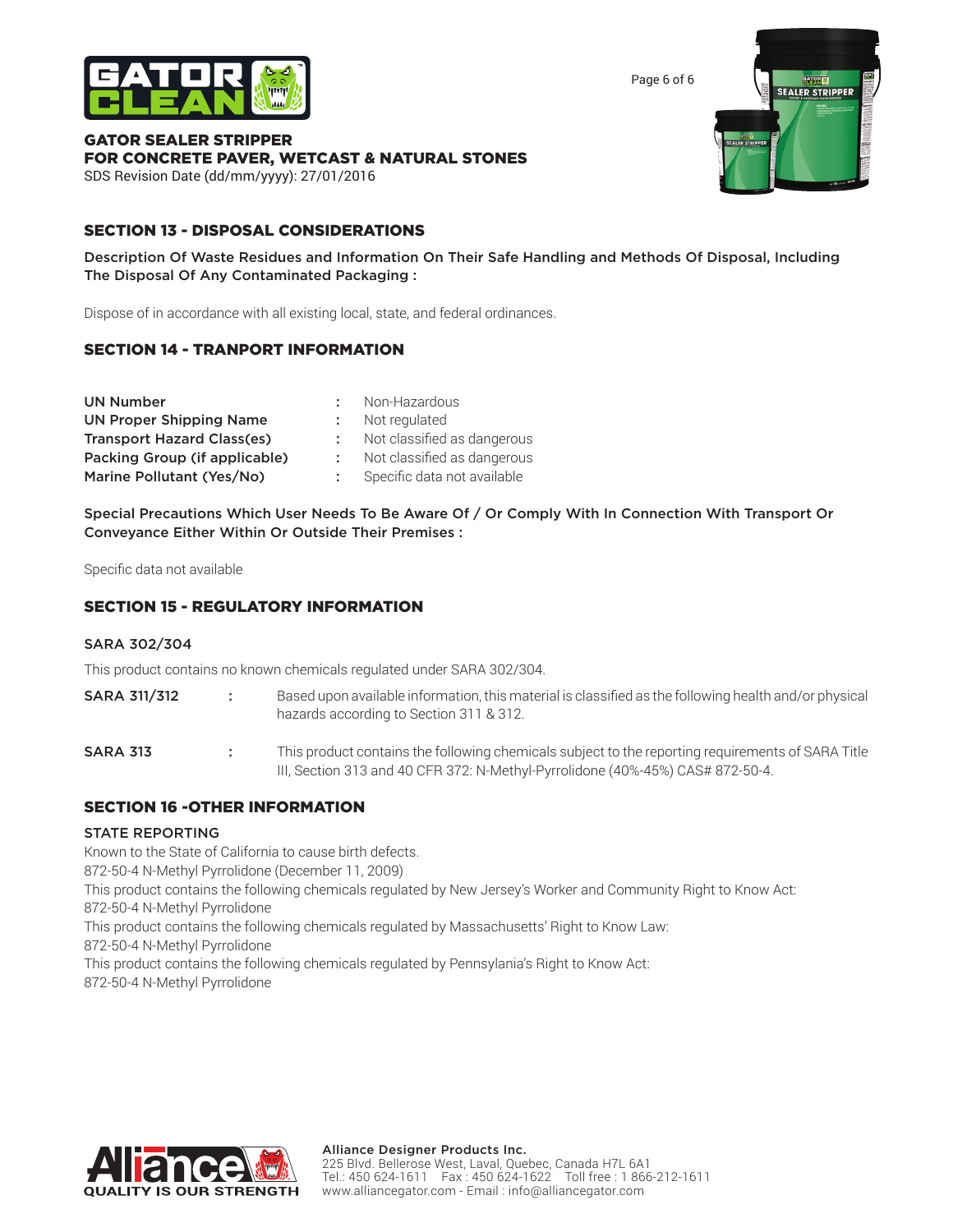GATOR SEALER STRIPPER
FOR CONCRETE PAVER, WETCAST & NATURAL STONES
SDS Revision Date (dd/mm/yyyy): 27/01/2016

## SECTION 13 - DISPOSAL CONSIDERATIONS

**Description Of Waste Residues and Information On Their Safe Handling and Methods Of Disposal, Including The Disposal Of Any Contaminated Packaging :**

Dispose of in accordance with all existing local, state, and federal ordinances.

## SECTION 14 - TRANPORT INFORMATION

| | | |
|---|---|---|
| **UN Number** | : | Non-Hazardous |
| **UN Proper Shipping Name** | : | Not regulated |
| **Transport Hazard Class(es)** | : | Not classified as dangerous |
| **Packing Group (if applicable)** | : | Not classified as dangerous |
| **Marine Pollutant (Yes/No)** | : | Specific data not available |

**Special Precautions Which User Needs To Be Aware Of / Or Comply With In Connection With Transport Or Conveyance Either Within Or Outside Their Premises :**

Specific data not available

## SECTION 15 - REGULATORY INFORMATION

**SARA 302/304**

This product contains no known chemicals regulated under SARA 302/304.

| | | |
|---|---|---|
| **SARA 311/312** | : | Based upon available information, this material is classified as the following health and/or physical hazards according to Section 311 & 312. |
| **SARA 313** | : | This product contains the following chemicals subject to the reporting requirements of SARA Title III, Section 313 and 40 CFR 372: N-Methyl-Pyrrolidone (40%-45%) CAS# 872-50-4. |

## SECTION 16 -OTHER INFORMATION

**STATE REPORTING**

Known to the State of California to cause birth defects.
872-50-4 N-Methyl Pyrrolidone (December 11, 2009)
This product contains the following chemicals regulated by New Jersey's Worker and Community Right to Know Act:
872-50-4 N-Methyl Pyrrolidone
This product contains the following chemicals regulated by Massachusetts' Right to Know Law:
872-50-4 N-Methyl Pyrrolidone
This product contains the following chemicals regulated by Pennsylania's Right to Know Act:
872-50-4 N-Methyl Pyrrolidone

**Alliance Designer Products Inc.**
225 Blvd. Bellerose West, Laval, Quebec, Canada H7L 6A1
Tel.: 450 624-1611 Fax : 450 624-1622 Toll free : 1 866-212-1611
www.alliancegator.com - Email : info@alliancegator.com